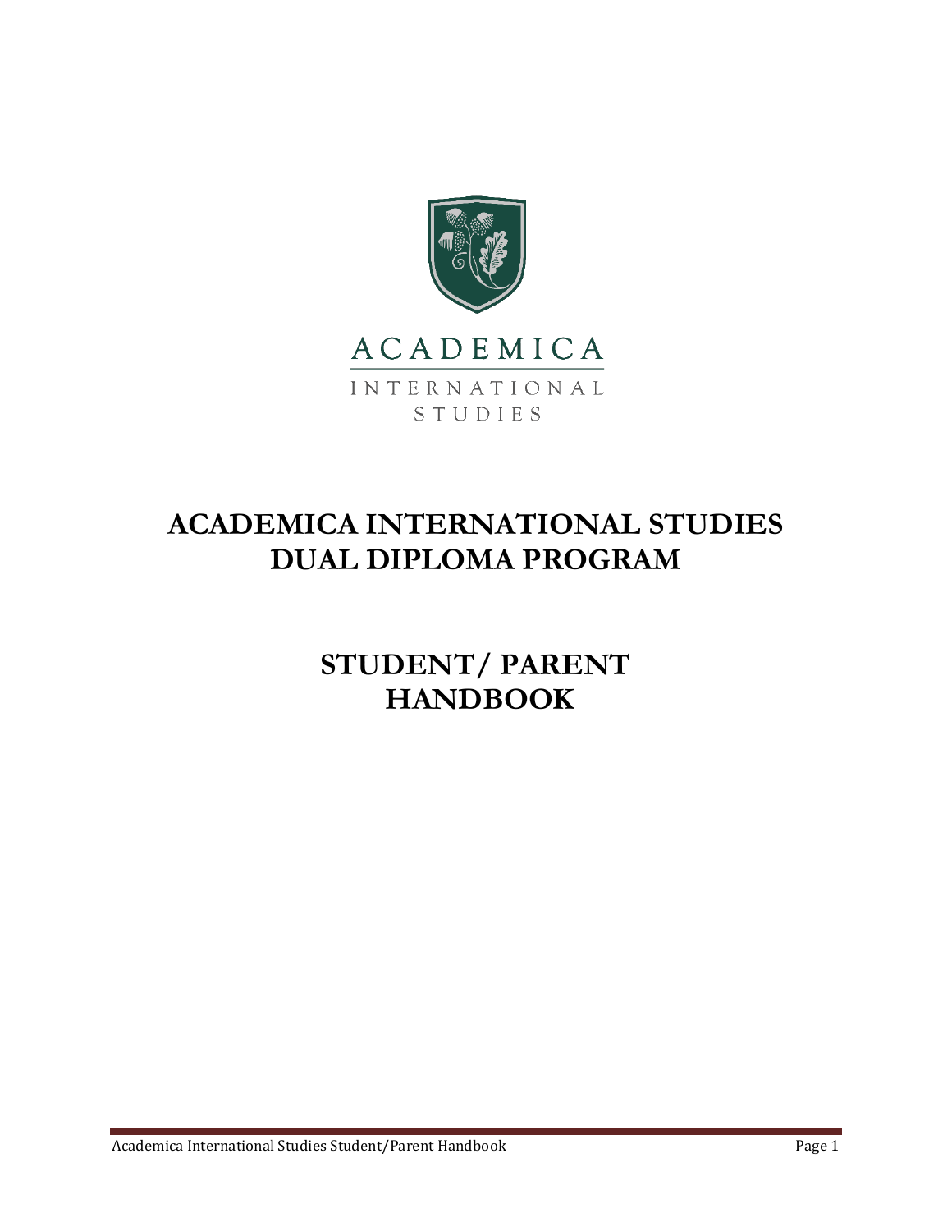ACADEMICA

INTERNATIONAL STUDIES

# ACADEMICA INTERNATIONAL STUDIES DUAL DIPLOMA PROGRAM

# STUDENT/ PARENT HANDBOOK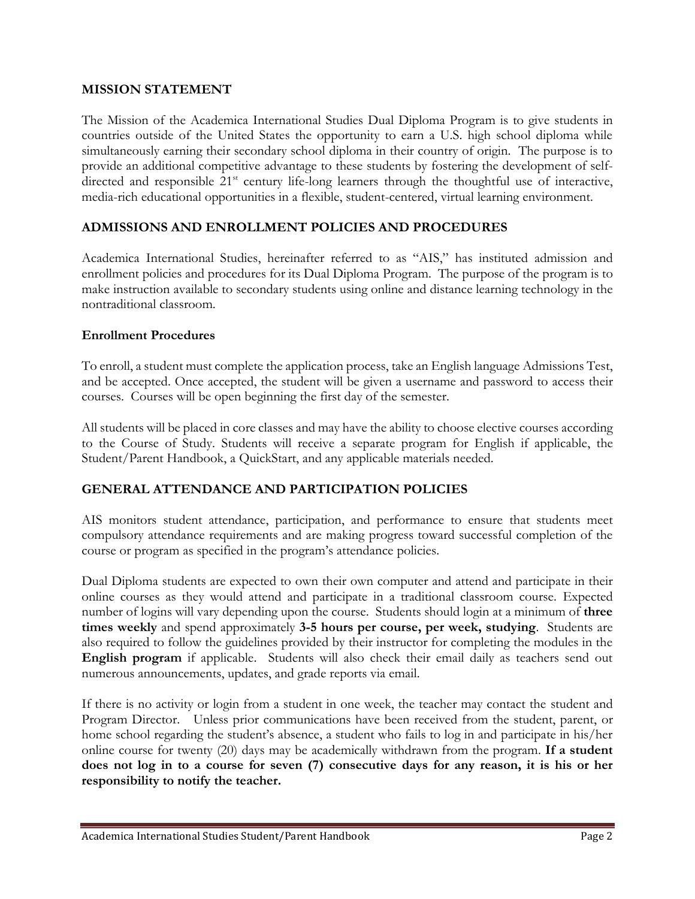## MISSION STATEMENT

The Mission of the Academica International Studies Dual Diploma Program is to give students in countries outside of the United States the opportunity to earn a U.S. high school diploma while simultaneously earning their secondary school diploma in their country of origin. The purpose is to provide an additional competitive advantage to these students by fostering the development of self-directed and responsible 21st century life-long learners through the thoughtful use of interactive, media-rich educational opportunities in a flexible, student-centered, virtual learning environment.

## ADMISSIONS AND ENROLLMENT POLICIES AND PROCEDURES

Academica International Studies, hereinafter referred to as "AIS," has instituted admission and enrollment policies and procedures for its Dual Diploma Program. The purpose of the program is to make instruction available to secondary students using online and distance learning technology in the nontraditional classroom.

### Enrollment Procedures

To enroll, a student must complete the application process, take an English language Admissions Test, and be accepted. Once accepted, the student will be given a username and password to access their courses. Courses will be open beginning the first day of the semester.

All students will be placed in core classes and may have the ability to choose elective courses according to the Course of Study. Students will receive a separate program for English if applicable, the Student/Parent Handbook, a QuickStart, and any applicable materials needed.

## GENERAL ATTENDANCE AND PARTICIPATION POLICIES

AIS monitors student attendance, participation, and performance to ensure that students meet compulsory attendance requirements and are making progress toward successful completion of the course or program as specified in the program's attendance policies.

Dual Diploma students are expected to own their own computer and attend and participate in their online courses as they would attend and participate in a traditional classroom course. Expected number of logins will vary depending upon the course. Students should login at a minimum of **three times weekly** and spend approximately **3-5 hours per course, per week, studying**. Students are also required to follow the guidelines provided by their instructor for completing the modules in the **English program** if applicable. Students will also check their email daily as teachers send out numerous announcements, updates, and grade reports via email.

If there is no activity or login from a student in one week, the teacher may contact the student and Program Director. Unless prior communications have been received from the student, parent, or home school regarding the student's absence, a student who fails to log in and participate in his/her online course for twenty (20) days may be academically withdrawn from the program. **If a student does not log in to a course for seven (7) consecutive days for any reason, it is his or her responsibility to notify the teacher.**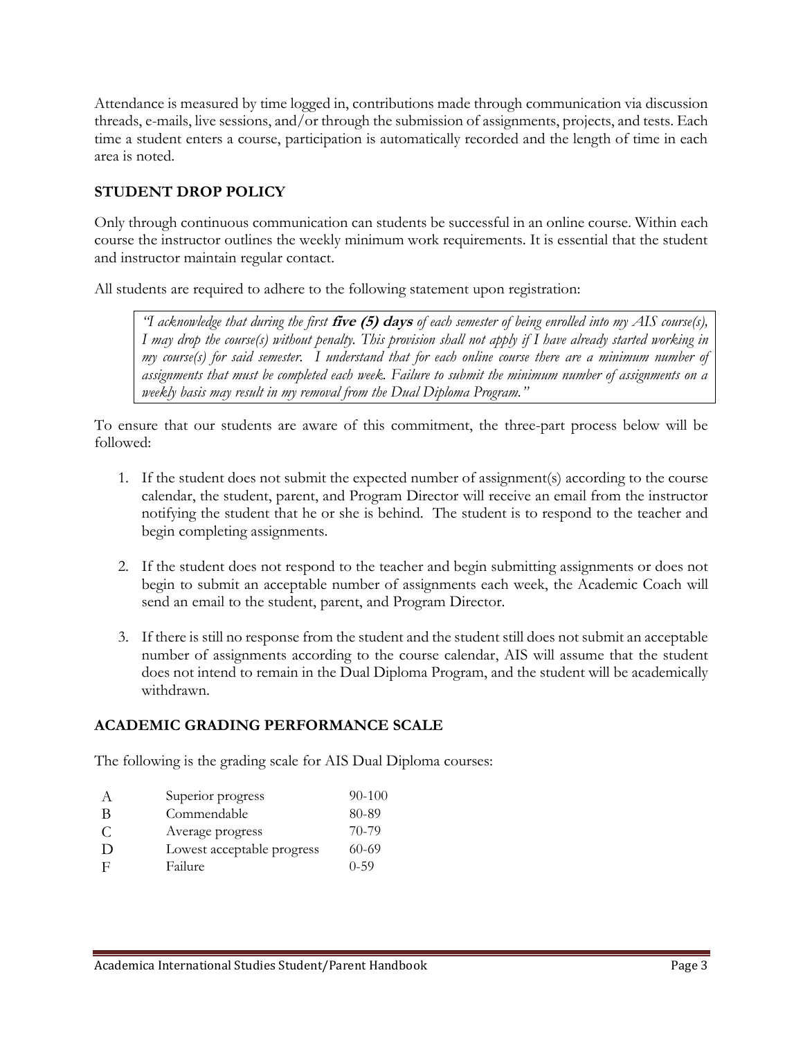Attendance is measured by time logged in, contributions made through communication via discussion threads, e-mails, live sessions, and/or through the submission of assignments, projects, and tests. Each time a student enters a course, participation is automatically recorded and the length of time in each area is noted.

## STUDENT DROP POLICY

Only through continuous communication can students be successful in an online course. Within each course the instructor outlines the weekly minimum work requirements. It is essential that the student and instructor maintain regular contact.

All students are required to adhere to the following statement upon registration:

> *"I acknowledge that during the first* ***five (5) days*** *of each semester of being enrolled into my AIS course(s), I may drop the course(s) without penalty. This provision shall not apply if I have already started working in my course(s) for said semester. I understand that for each online course there are a minimum number of assignments that must be completed each week. Failure to submit the minimum number of assignments on a weekly basis may result in my removal from the Dual Diploma Program."*

To ensure that our students are aware of this commitment, the three-part process below will be followed:

1. If the student does not submit the expected number of assignment(s) according to the course calendar, the student, parent, and Program Director will receive an email from the instructor notifying the student that he or she is behind. The student is to respond to the teacher and begin completing assignments.

2. If the student does not respond to the teacher and begin submitting assignments or does not begin to submit an acceptable number of assignments each week, the Academic Coach will send an email to the student, parent, and Program Director.

3. If there is still no response from the student and the student still does not submit an acceptable number of assignments according to the course calendar, AIS will assume that the student does not intend to remain in the Dual Diploma Program, and the student will be academically withdrawn.

## ACADEMIC GRADING PERFORMANCE SCALE

The following is the grading scale for AIS Dual Diploma courses:

| | | |
|---|---|---|
| A | Superior progress | 90-100 |
| B | Commendable | 80-89 |
| C | Average progress | 70-79 |
| D | Lowest acceptable progress | 60-69 |
| F | Failure | 0-59 |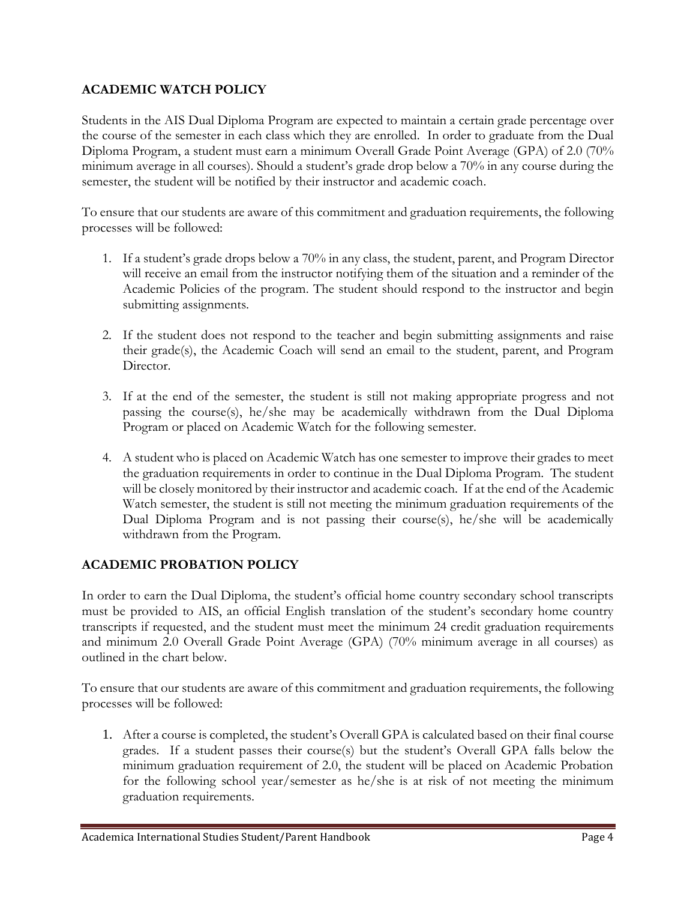## ACADEMIC WATCH POLICY

Students in the AIS Dual Diploma Program are expected to maintain a certain grade percentage over the course of the semester in each class which they are enrolled. In order to graduate from the Dual Diploma Program, a student must earn a minimum Overall Grade Point Average (GPA) of 2.0 (70% minimum average in all courses). Should a student's grade drop below a 70% in any course during the semester, the student will be notified by their instructor and academic coach.

To ensure that our students are aware of this commitment and graduation requirements, the following processes will be followed:

1. If a student's grade drops below a 70% in any class, the student, parent, and Program Director will receive an email from the instructor notifying them of the situation and a reminder of the Academic Policies of the program. The student should respond to the instructor and begin submitting assignments.

2. If the student does not respond to the teacher and begin submitting assignments and raise their grade(s), the Academic Coach will send an email to the student, parent, and Program Director.

3. If at the end of the semester, the student is still not making appropriate progress and not passing the course(s), he/she may be academically withdrawn from the Dual Diploma Program or placed on Academic Watch for the following semester.

4. A student who is placed on Academic Watch has one semester to improve their grades to meet the graduation requirements in order to continue in the Dual Diploma Program. The student will be closely monitored by their instructor and academic coach. If at the end of the Academic Watch semester, the student is still not meeting the minimum graduation requirements of the Dual Diploma Program and is not passing their course(s), he/she will be academically withdrawn from the Program.

## ACADEMIC PROBATION POLICY

In order to earn the Dual Diploma, the student's official home country secondary school transcripts must be provided to AIS, an official English translation of the student's secondary home country transcripts if requested, and the student must meet the minimum 24 credit graduation requirements and minimum 2.0 Overall Grade Point Average (GPA) (70% minimum average in all courses) as outlined in the chart below.

To ensure that our students are aware of this commitment and graduation requirements, the following processes will be followed:

1. After a course is completed, the student's Overall GPA is calculated based on their final course grades. If a student passes their course(s) but the student's Overall GPA falls below the minimum graduation requirement of 2.0, the student will be placed on Academic Probation for the following school year/semester as he/she is at risk of not meeting the minimum graduation requirements.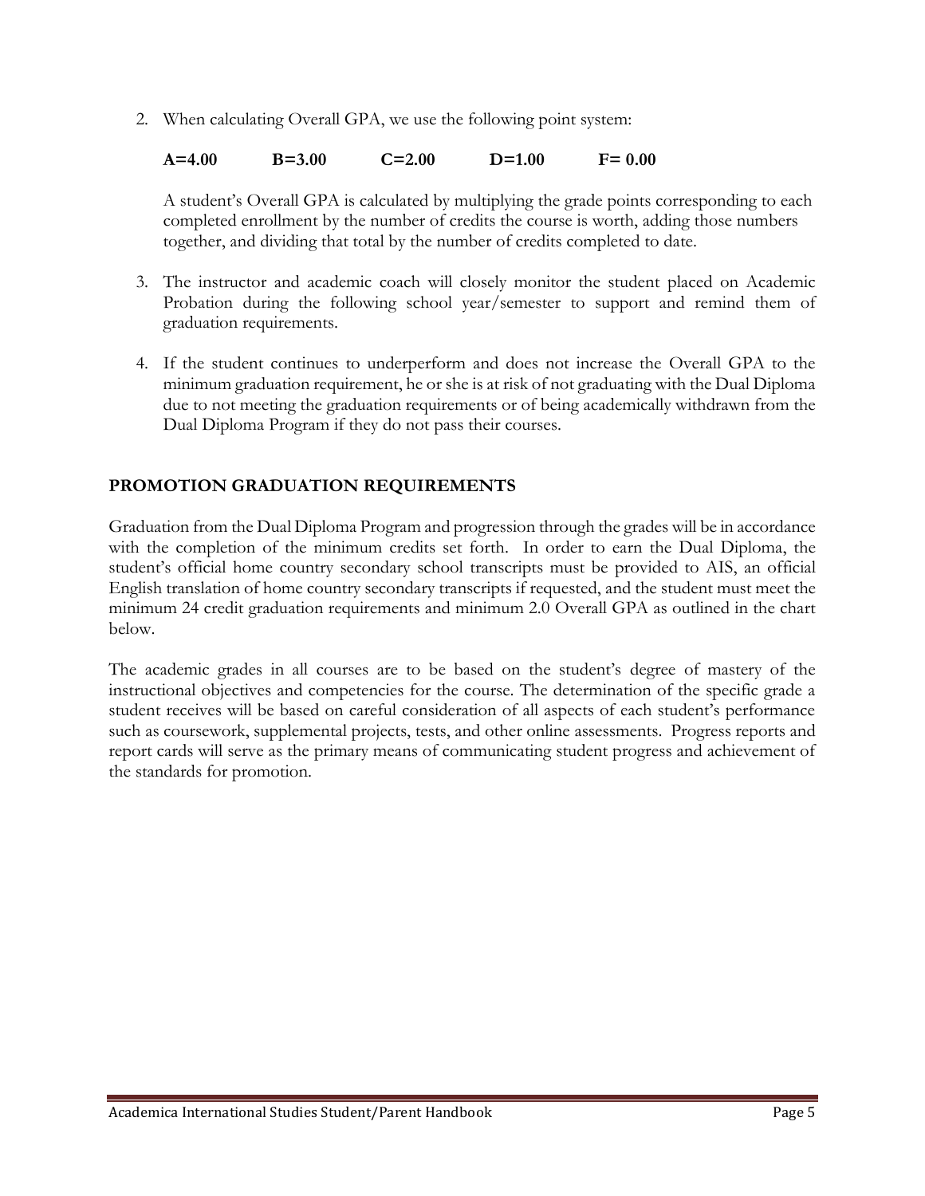2. When calculating Overall GPA, we use the following point system:

   **A=4.00 B=3.00 C=2.00 D=1.00 F= 0.00**

   A student's Overall GPA is calculated by multiplying the grade points corresponding to each completed enrollment by the number of credits the course is worth, adding those numbers together, and dividing that total by the number of credits completed to date.

3. The instructor and academic coach will closely monitor the student placed on Academic Probation during the following school year/semester to support and remind them of graduation requirements.

4. If the student continues to underperform and does not increase the Overall GPA to the minimum graduation requirement, he or she is at risk of not graduating with the Dual Diploma due to not meeting the graduation requirements or of being academically withdrawn from the Dual Diploma Program if they do not pass their courses.

## PROMOTION GRADUATION REQUIREMENTS

Graduation from the Dual Diploma Program and progression through the grades will be in accordance with the completion of the minimum credits set forth. In order to earn the Dual Diploma, the student's official home country secondary school transcripts must be provided to AIS, an official English translation of home country secondary transcripts if requested, and the student must meet the minimum 24 credit graduation requirements and minimum 2.0 Overall GPA as outlined in the chart below.

The academic grades in all courses are to be based on the student's degree of mastery of the instructional objectives and competencies for the course. The determination of the specific grade a student receives will be based on careful consideration of all aspects of each student's performance such as coursework, supplemental projects, tests, and other online assessments. Progress reports and report cards will serve as the primary means of communicating student progress and achievement of the standards for promotion.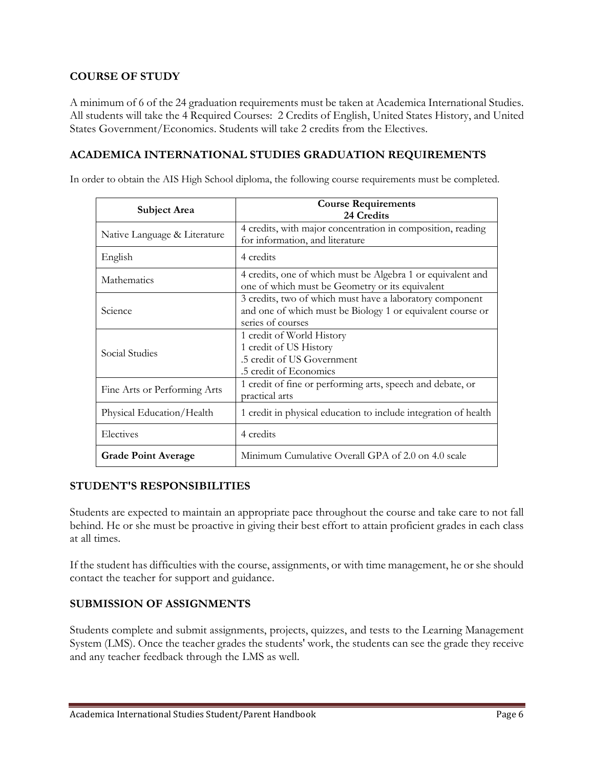## COURSE OF STUDY

A minimum of 6 of the 24 graduation requirements must be taken at Academica International Studies. All students will take the 4 Required Courses: 2 Credits of English, United States History, and United States Government/Economics. Students will take 2 credits from the Electives.

## ACADEMICA INTERNATIONAL STUDIES GRADUATION REQUIREMENTS

In order to obtain the AIS High School diploma, the following course requirements must be completed.

| Subject Area | Course Requirements<br>24 Credits |
|---|---|
| Native Language & Literature | 4 credits, with major concentration in composition, reading for information, and literature |
| English | 4 credits |
| Mathematics | 4 credits, one of which must be Algebra 1 or equivalent and one of which must be Geometry or its equivalent |
| Science | 3 credits, two of which must have a laboratory component and one of which must be Biology 1 or equivalent course or series of courses |
| Social Studies | 1 credit of World History<br>1 credit of US History<br>.5 credit of US Government<br>.5 credit of Economics |
| Fine Arts or Performing Arts | 1 credit of fine or performing arts, speech and debate, or practical arts |
| Physical Education/Health | 1 credit in physical education to include integration of health |
| Electives | 4 credits |
| **Grade Point Average** | Minimum Cumulative Overall GPA of 2.0 on 4.0 scale |

## STUDENT'S RESPONSIBILITIES

Students are expected to maintain an appropriate pace throughout the course and take care to not fall behind. He or she must be proactive in giving their best effort to attain proficient grades in each class at all times.

If the student has difficulties with the course, assignments, or with time management, he or she should contact the teacher for support and guidance.

## SUBMISSION OF ASSIGNMENTS

Students complete and submit assignments, projects, quizzes, and tests to the Learning Management System (LMS). Once the teacher grades the students' work, the students can see the grade they receive and any teacher feedback through the LMS as well.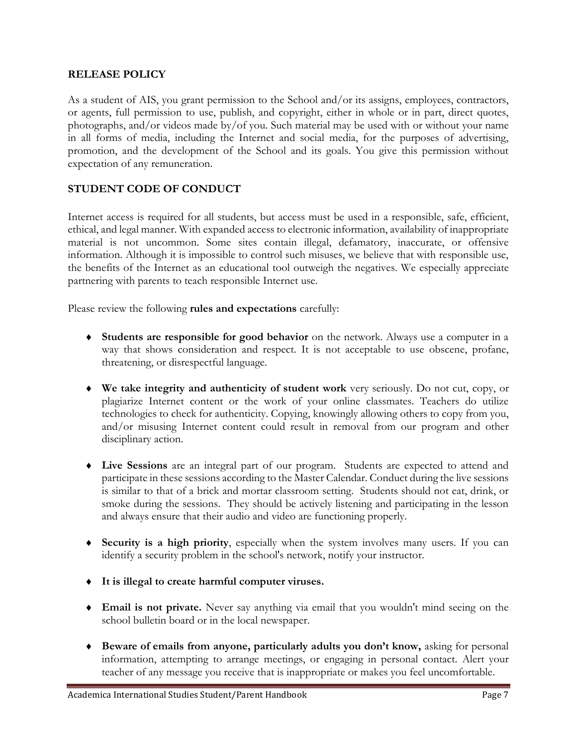## RELEASE POLICY

As a student of AIS, you grant permission to the School and/or its assigns, employees, contractors, or agents, full permission to use, publish, and copyright, either in whole or in part, direct quotes, photographs, and/or videos made by/of you. Such material may be used with or without your name in all forms of media, including the Internet and social media, for the purposes of advertising, promotion, and the development of the School and its goals. You give this permission without expectation of any remuneration.

## STUDENT CODE OF CONDUCT

Internet access is required for all students, but access must be used in a responsible, safe, efficient, ethical, and legal manner. With expanded access to electronic information, availability of inappropriate material is not uncommon. Some sites contain illegal, defamatory, inaccurate, or offensive information. Although it is impossible to control such misuses, we believe that with responsible use, the benefits of the Internet as an educational tool outweigh the negatives. We especially appreciate partnering with parents to teach responsible Internet use.

Please review the following **rules and expectations** carefully:

- **Students are responsible for good behavior** on the network. Always use a computer in a way that shows consideration and respect. It is not acceptable to use obscene, profane, threatening, or disrespectful language.
- **We take integrity and authenticity of student work** very seriously. Do not cut, copy, or plagiarize Internet content or the work of your online classmates. Teachers do utilize technologies to check for authenticity. Copying, knowingly allowing others to copy from you, and/or misusing Internet content could result in removal from our program and other disciplinary action.
- **Live Sessions** are an integral part of our program. Students are expected to attend and participate in these sessions according to the Master Calendar. Conduct during the live sessions is similar to that of a brick and mortar classroom setting. Students should not eat, drink, or smoke during the sessions. They should be actively listening and participating in the lesson and always ensure that their audio and video are functioning properly.
- **Security is a high priority**, especially when the system involves many users. If you can identify a security problem in the school's network, notify your instructor.
- **It is illegal to create harmful computer viruses.**
- **Email is not private.** Never say anything via email that you wouldn't mind seeing on the school bulletin board or in the local newspaper.
- **Beware of emails from anyone, particularly adults you don't know,** asking for personal information, attempting to arrange meetings, or engaging in personal contact. Alert your teacher of any message you receive that is inappropriate or makes you feel uncomfortable.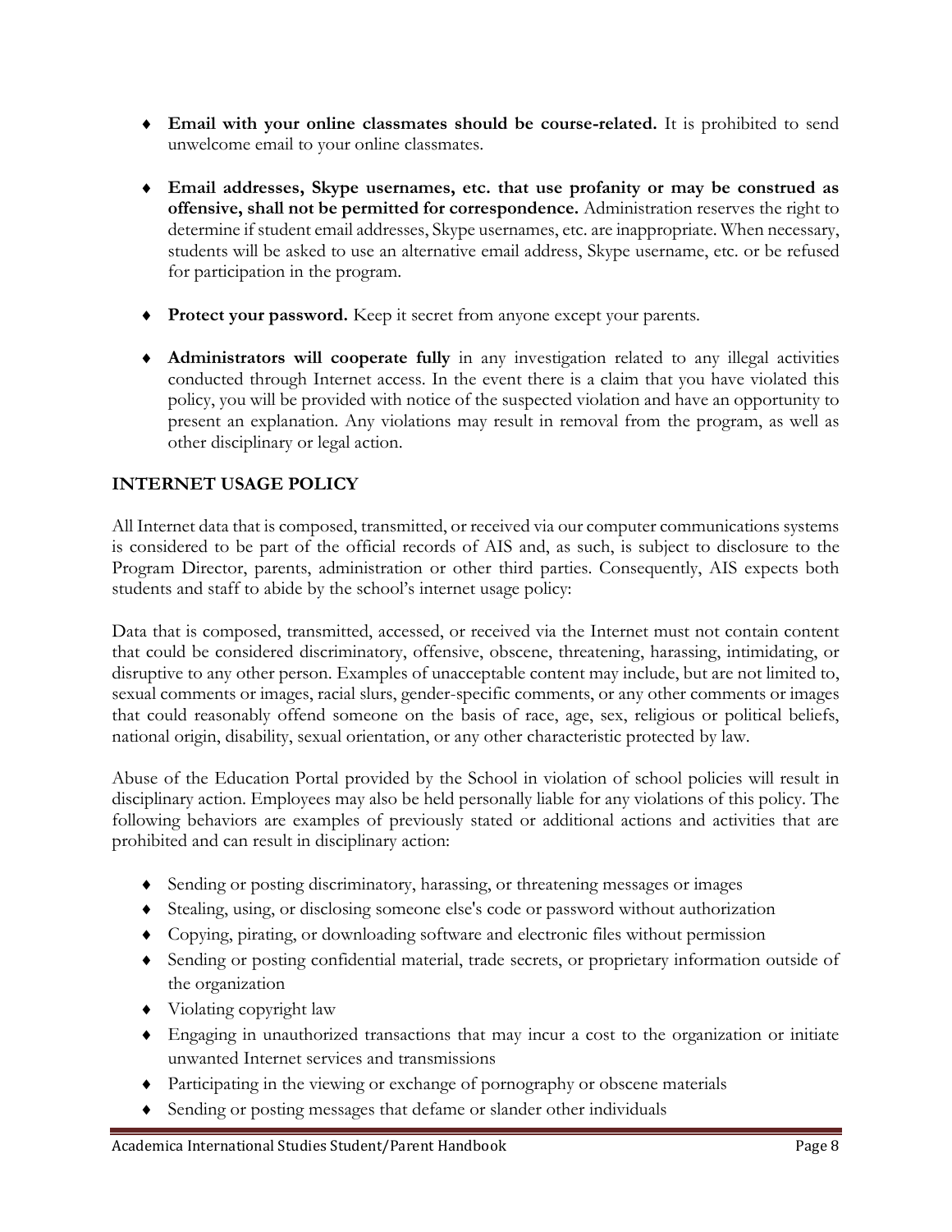- **Email with your online classmates should be course-related.** It is prohibited to send unwelcome email to your online classmates.

- **Email addresses, Skype usernames, etc. that use profanity or may be construed as offensive, shall not be permitted for correspondence.** Administration reserves the right to determine if student email addresses, Skype usernames, etc. are inappropriate. When necessary, students will be asked to use an alternative email address, Skype username, etc. or be refused for participation in the program.

- **Protect your password.** Keep it secret from anyone except your parents.

- **Administrators will cooperate fully** in any investigation related to any illegal activities conducted through Internet access. In the event there is a claim that you have violated this policy, you will be provided with notice of the suspected violation and have an opportunity to present an explanation. Any violations may result in removal from the program, as well as other disciplinary or legal action.

## INTERNET USAGE POLICY

All Internet data that is composed, transmitted, or received via our computer communications systems is considered to be part of the official records of AIS and, as such, is subject to disclosure to the Program Director, parents, administration or other third parties. Consequently, AIS expects both students and staff to abide by the school's internet usage policy:

Data that is composed, transmitted, accessed, or received via the Internet must not contain content that could be considered discriminatory, offensive, obscene, threatening, harassing, intimidating, or disruptive to any other person. Examples of unacceptable content may include, but are not limited to, sexual comments or images, racial slurs, gender-specific comments, or any other comments or images that could reasonably offend someone on the basis of race, age, sex, religious or political beliefs, national origin, disability, sexual orientation, or any other characteristic protected by law.

Abuse of the Education Portal provided by the School in violation of school policies will result in disciplinary action. Employees may also be held personally liable for any violations of this policy. The following behaviors are examples of previously stated or additional actions and activities that are prohibited and can result in disciplinary action:

- Sending or posting discriminatory, harassing, or threatening messages or images
- Stealing, using, or disclosing someone else's code or password without authorization
- Copying, pirating, or downloading software and electronic files without permission
- Sending or posting confidential material, trade secrets, or proprietary information outside of the organization
- Violating copyright law
- Engaging in unauthorized transactions that may incur a cost to the organization or initiate unwanted Internet services and transmissions
- Participating in the viewing or exchange of pornography or obscene materials
- Sending or posting messages that defame or slander other individuals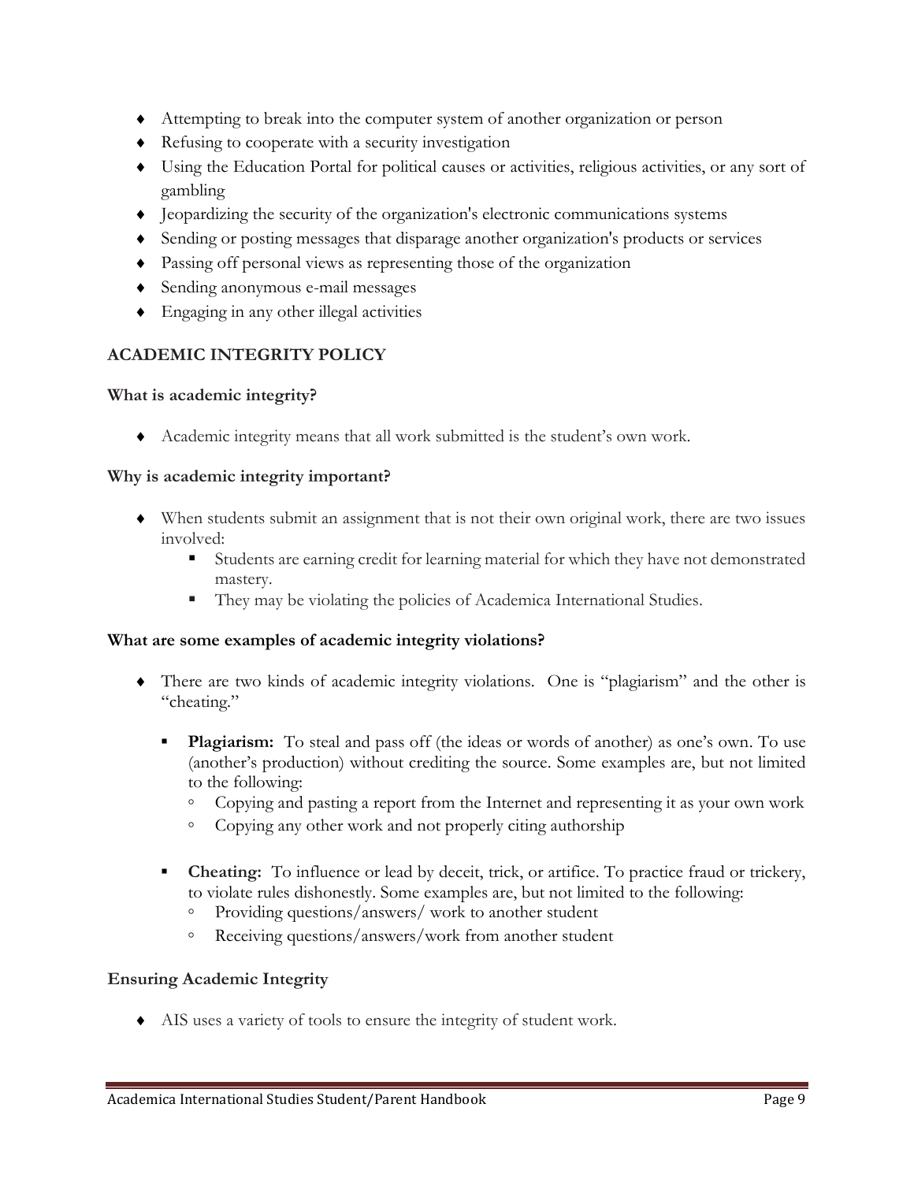- Attempting to break into the computer system of another organization or person
- Refusing to cooperate with a security investigation
- Using the Education Portal for political causes or activities, religious activities, or any sort of gambling
- Jeopardizing the security of the organization's electronic communications systems
- Sending or posting messages that disparage another organization's products or services
- Passing off personal views as representing those of the organization
- Sending anonymous e-mail messages
- Engaging in any other illegal activities

## ACADEMIC INTEGRITY POLICY

### What is academic integrity?

- Academic integrity means that all work submitted is the student's own work.

### Why is academic integrity important?

- When students submit an assignment that is not their own original work, there are two issues involved:
  - Students are earning credit for learning material for which they have not demonstrated mastery.
  - They may be violating the policies of Academica International Studies.

### What are some examples of academic integrity violations?

- There are two kinds of academic integrity violations. One is "plagiarism" and the other is "cheating."
  - **Plagiarism:** To steal and pass off (the ideas or words of another) as one's own. To use (another's production) without crediting the source. Some examples are, but not limited to the following:
    - Copying and pasting a report from the Internet and representing it as your own work
    - Copying any other work and not properly citing authorship
  - **Cheating:** To influence or lead by deceit, trick, or artifice. To practice fraud or trickery, to violate rules dishonestly. Some examples are, but not limited to the following:
    - Providing questions/answers/ work to another student
    - Receiving questions/answers/work from another student

### Ensuring Academic Integrity

- AIS uses a variety of tools to ensure the integrity of student work.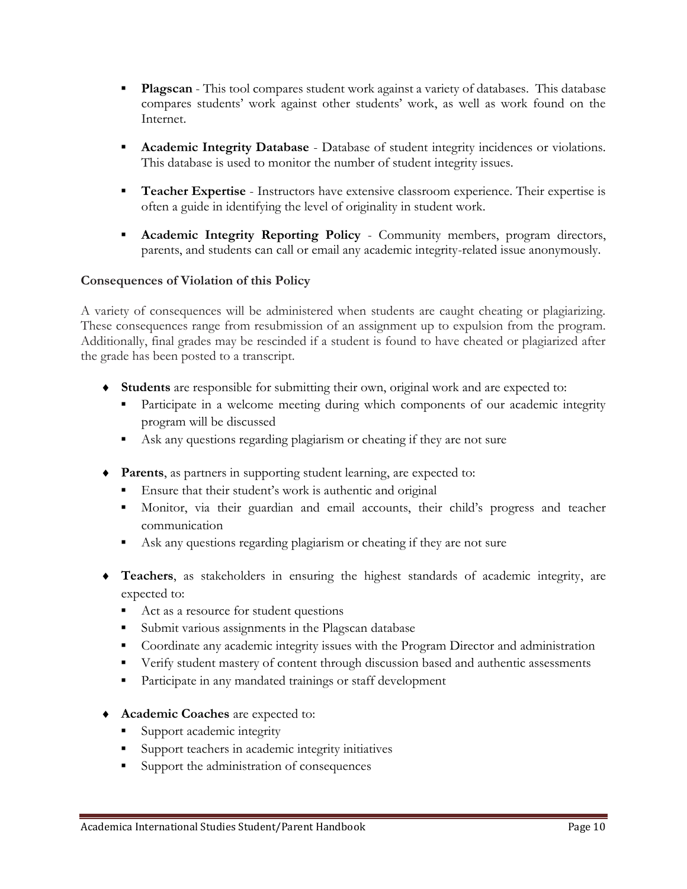- **Plagscan** - This tool compares student work against a variety of databases. This database compares students' work against other students' work, as well as work found on the Internet.
- **Academic Integrity Database** - Database of student integrity incidences or violations. This database is used to monitor the number of student integrity issues.
- **Teacher Expertise** - Instructors have extensive classroom experience. Their expertise is often a guide in identifying the level of originality in student work.
- **Academic Integrity Reporting Policy** - Community members, program directors, parents, and students can call or email any academic integrity-related issue anonymously.

**Consequences of Violation of this Policy**

A variety of consequences will be administered when students are caught cheating or plagiarizing. These consequences range from resubmission of an assignment up to expulsion from the program. Additionally, final grades may be rescinded if a student is found to have cheated or plagiarized after the grade has been posted to a transcript.

- **Students** are responsible for submitting their own, original work and are expected to:
  - Participate in a welcome meeting during which components of our academic integrity program will be discussed
  - Ask any questions regarding plagiarism or cheating if they are not sure
- **Parents**, as partners in supporting student learning, are expected to:
  - Ensure that their student's work is authentic and original
  - Monitor, via their guardian and email accounts, their child's progress and teacher communication
  - Ask any questions regarding plagiarism or cheating if they are not sure
- **Teachers**, as stakeholders in ensuring the highest standards of academic integrity, are expected to:
  - Act as a resource for student questions
  - Submit various assignments in the Plagscan database
  - Coordinate any academic integrity issues with the Program Director and administration
  - Verify student mastery of content through discussion based and authentic assessments
  - Participate in any mandated trainings or staff development
- **Academic Coaches** are expected to:
  - Support academic integrity
  - Support teachers in academic integrity initiatives
  - Support the administration of consequences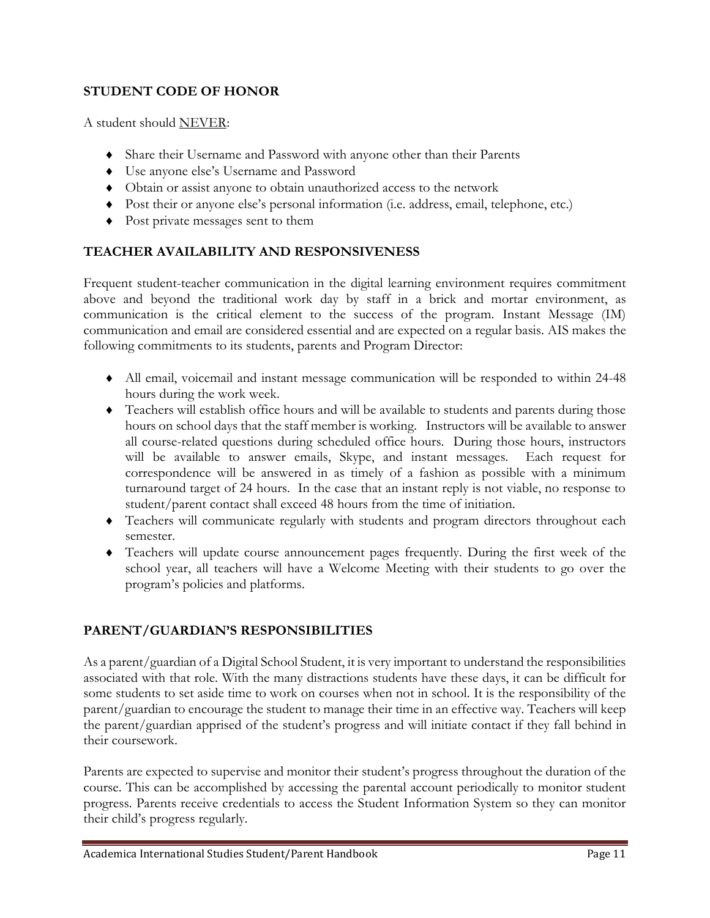## STUDENT CODE OF HONOR

A student should NEVER:

- Share their Username and Password with anyone other than their Parents
- Use anyone else's Username and Password
- Obtain or assist anyone to obtain unauthorized access to the network
- Post their or anyone else's personal information (i.e. address, email, telephone, etc.)
- Post private messages sent to them

## TEACHER AVAILABILITY AND RESPONSIVENESS

Frequent student-teacher communication in the digital learning environment requires commitment above and beyond the traditional work day by staff in a brick and mortar environment, as communication is the critical element to the success of the program. Instant Message (IM) communication and email are considered essential and are expected on a regular basis. AIS makes the following commitments to its students, parents and Program Director:

- All email, voicemail and instant message communication will be responded to within 24-48 hours during the work week.
- Teachers will establish office hours and will be available to students and parents during those hours on school days that the staff member is working. Instructors will be available to answer all course-related questions during scheduled office hours. During those hours, instructors will be available to answer emails, Skype, and instant messages. Each request for correspondence will be answered in as timely of a fashion as possible with a minimum turnaround target of 24 hours. In the case that an instant reply is not viable, no response to student/parent contact shall exceed 48 hours from the time of initiation.
- Teachers will communicate regularly with students and program directors throughout each semester.
- Teachers will update course announcement pages frequently. During the first week of the school year, all teachers will have a Welcome Meeting with their students to go over the program's policies and platforms.

## PARENT/GUARDIAN'S RESPONSIBILITIES

As a parent/guardian of a Digital School Student, it is very important to understand the responsibilities associated with that role. With the many distractions students have these days, it can be difficult for some students to set aside time to work on courses when not in school. It is the responsibility of the parent/guardian to encourage the student to manage their time in an effective way. Teachers will keep the parent/guardian apprised of the student's progress and will initiate contact if they fall behind in their coursework.

Parents are expected to supervise and monitor their student's progress throughout the duration of the course. This can be accomplished by accessing the parental account periodically to monitor student progress. Parents receive credentials to access the Student Information System so they can monitor their child's progress regularly.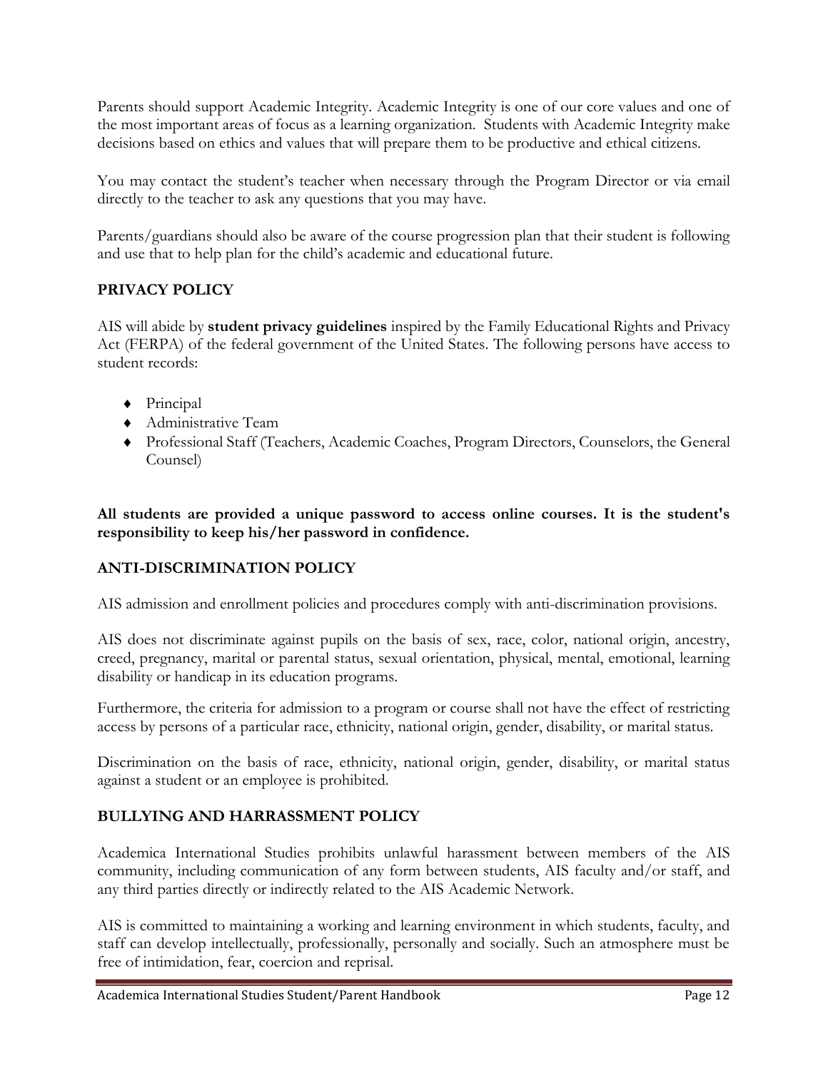Parents should support Academic Integrity. Academic Integrity is one of our core values and one of the most important areas of focus as a learning organization. Students with Academic Integrity make decisions based on ethics and values that will prepare them to be productive and ethical citizens.

You may contact the student's teacher when necessary through the Program Director or via email directly to the teacher to ask any questions that you may have.

Parents/guardians should also be aware of the course progression plan that their student is following and use that to help plan for the child's academic and educational future.

## PRIVACY POLICY

AIS will abide by **student privacy guidelines** inspired by the Family Educational Rights and Privacy Act (FERPA) of the federal government of the United States. The following persons have access to student records:

- Principal
- Administrative Team
- Professional Staff (Teachers, Academic Coaches, Program Directors, Counselors, the General Counsel)

**All students are provided a unique password to access online courses. It is the student's responsibility to keep his/her password in confidence.**

## ANTI-DISCRIMINATION POLICY

AIS admission and enrollment policies and procedures comply with anti-discrimination provisions.

AIS does not discriminate against pupils on the basis of sex, race, color, national origin, ancestry, creed, pregnancy, marital or parental status, sexual orientation, physical, mental, emotional, learning disability or handicap in its education programs.

Furthermore, the criteria for admission to a program or course shall not have the effect of restricting access by persons of a particular race, ethnicity, national origin, gender, disability, or marital status.

Discrimination on the basis of race, ethnicity, national origin, gender, disability, or marital status against a student or an employee is prohibited.

## BULLYING AND HARRASSMENT POLICY

Academica International Studies prohibits unlawful harassment between members of the AIS community, including communication of any form between students, AIS faculty and/or staff, and any third parties directly or indirectly related to the AIS Academic Network.

AIS is committed to maintaining a working and learning environment in which students, faculty, and staff can develop intellectually, professionally, personally and socially. Such an atmosphere must be free of intimidation, fear, coercion and reprisal.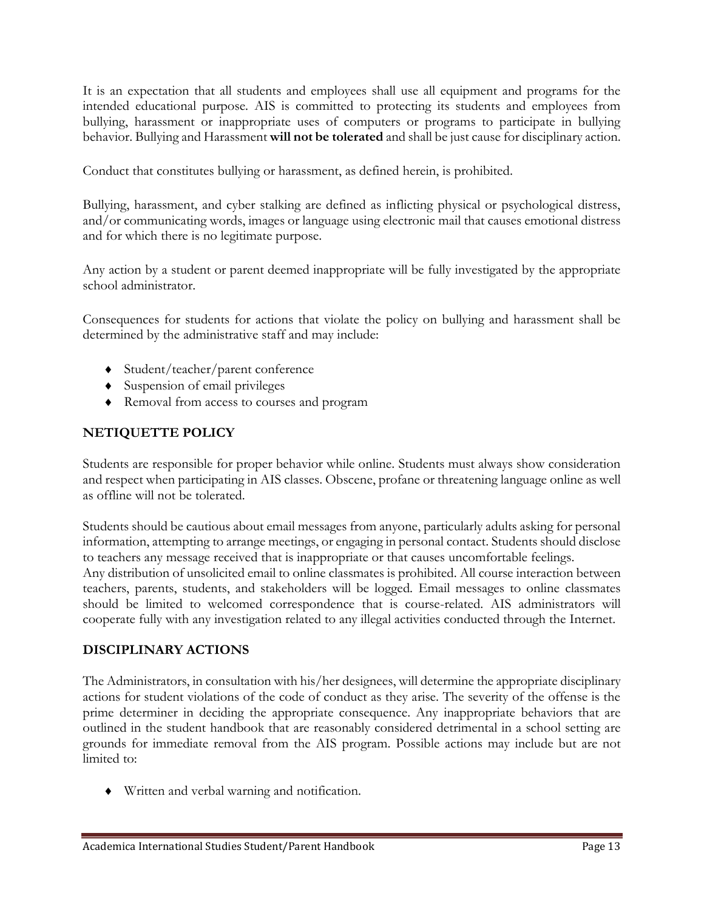It is an expectation that all students and employees shall use all equipment and programs for the intended educational purpose. AIS is committed to protecting its students and employees from bullying, harassment or inappropriate uses of computers or programs to participate in bullying behavior. Bullying and Harassment **will not be tolerated** and shall be just cause for disciplinary action.

Conduct that constitutes bullying or harassment, as defined herein, is prohibited.

Bullying, harassment, and cyber stalking are defined as inflicting physical or psychological distress, and/or communicating words, images or language using electronic mail that causes emotional distress and for which there is no legitimate purpose.

Any action by a student or parent deemed inappropriate will be fully investigated by the appropriate school administrator.

Consequences for students for actions that violate the policy on bullying and harassment shall be determined by the administrative staff and may include:

- Student/teacher/parent conference
- Suspension of email privileges
- Removal from access to courses and program

## NETIQUETTE POLICY

Students are responsible for proper behavior while online. Students must always show consideration and respect when participating in AIS classes. Obscene, profane or threatening language online as well as offline will not be tolerated.

Students should be cautious about email messages from anyone, particularly adults asking for personal information, attempting to arrange meetings, or engaging in personal contact. Students should disclose to teachers any message received that is inappropriate or that causes uncomfortable feelings.
Any distribution of unsolicited email to online classmates is prohibited. All course interaction between teachers, parents, students, and stakeholders will be logged. Email messages to online classmates should be limited to welcomed correspondence that is course-related. AIS administrators will cooperate fully with any investigation related to any illegal activities conducted through the Internet.

## DISCIPLINARY ACTIONS

The Administrators, in consultation with his/her designees, will determine the appropriate disciplinary actions for student violations of the code of conduct as they arise. The severity of the offense is the prime determiner in deciding the appropriate consequence. Any inappropriate behaviors that are outlined in the student handbook that are reasonably considered detrimental in a school setting are grounds for immediate removal from the AIS program. Possible actions may include but are not limited to:

- Written and verbal warning and notification.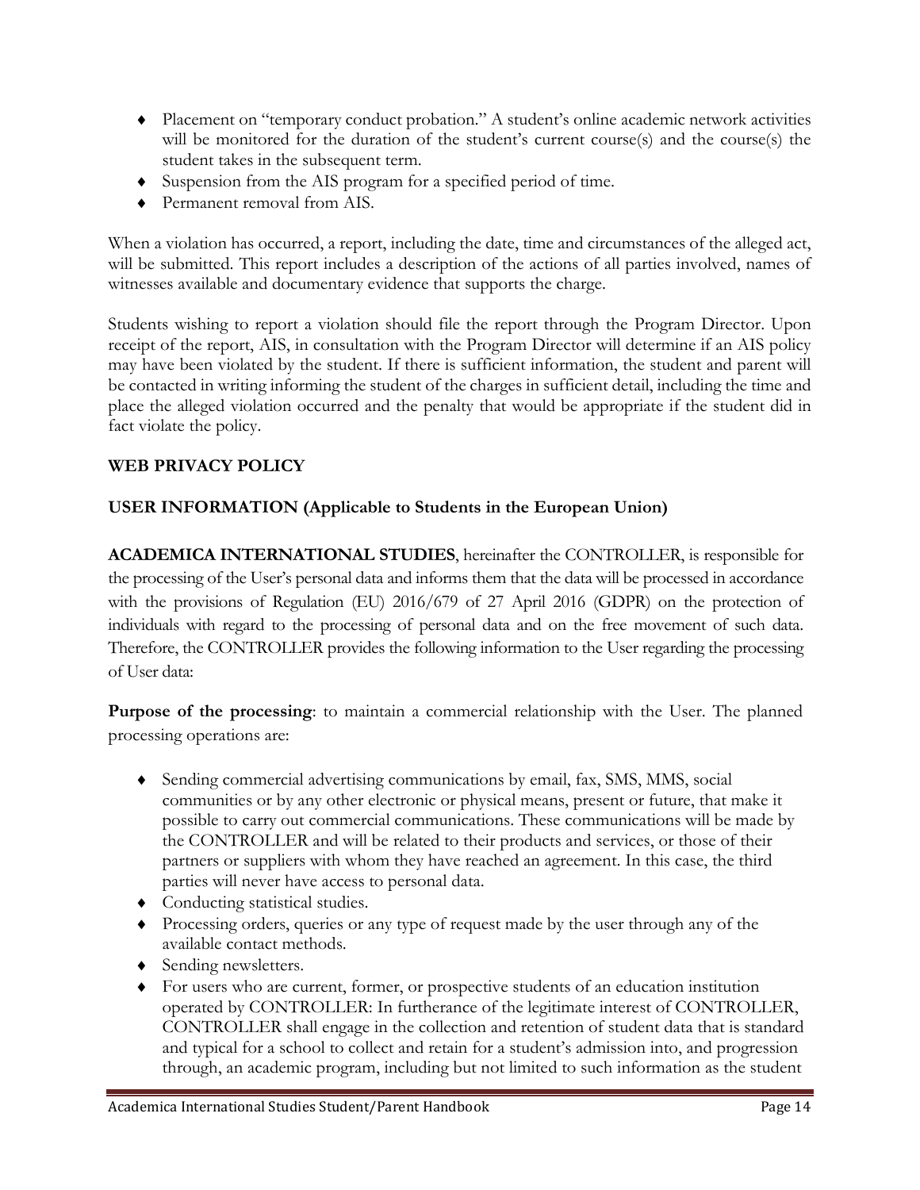- Placement on "temporary conduct probation." A student's online academic network activities will be monitored for the duration of the student's current course(s) and the course(s) the student takes in the subsequent term.
- Suspension from the AIS program for a specified period of time.
- Permanent removal from AIS.

When a violation has occurred, a report, including the date, time and circumstances of the alleged act, will be submitted. This report includes a description of the actions of all parties involved, names of witnesses available and documentary evidence that supports the charge.

Students wishing to report a violation should file the report through the Program Director. Upon receipt of the report, AIS, in consultation with the Program Director will determine if an AIS policy may have been violated by the student. If there is sufficient information, the student and parent will be contacted in writing informing the student of the charges in sufficient detail, including the time and place the alleged violation occurred and the penalty that would be appropriate if the student did in fact violate the policy.

## WEB PRIVACY POLICY

### USER INFORMATION (Applicable to Students in the European Union)

**ACADEMICA INTERNATIONAL STUDIES**, hereinafter the CONTROLLER, is responsible for the processing of the User's personal data and informs them that the data will be processed in accordance with the provisions of Regulation (EU) 2016/679 of 27 April 2016 (GDPR) on the protection of individuals with regard to the processing of personal data and on the free movement of such data. Therefore, the CONTROLLER provides the following information to the User regarding the processing of User data:

**Purpose of the processing**: to maintain a commercial relationship with the User. The planned processing operations are:

- Sending commercial advertising communications by email, fax, SMS, MMS, social communities or by any other electronic or physical means, present or future, that make it possible to carry out commercial communications. These communications will be made by the CONTROLLER and will be related to their products and services, or those of their partners or suppliers with whom they have reached an agreement. In this case, the third parties will never have access to personal data.
- Conducting statistical studies.
- Processing orders, queries or any type of request made by the user through any of the available contact methods.
- Sending newsletters.
- For users who are current, former, or prospective students of an education institution operated by CONTROLLER: In furtherance of the legitimate interest of CONTROLLER, CONTROLLER shall engage in the collection and retention of student data that is standard and typical for a school to collect and retain for a student's admission into, and progression through, an academic program, including but not limited to such information as the student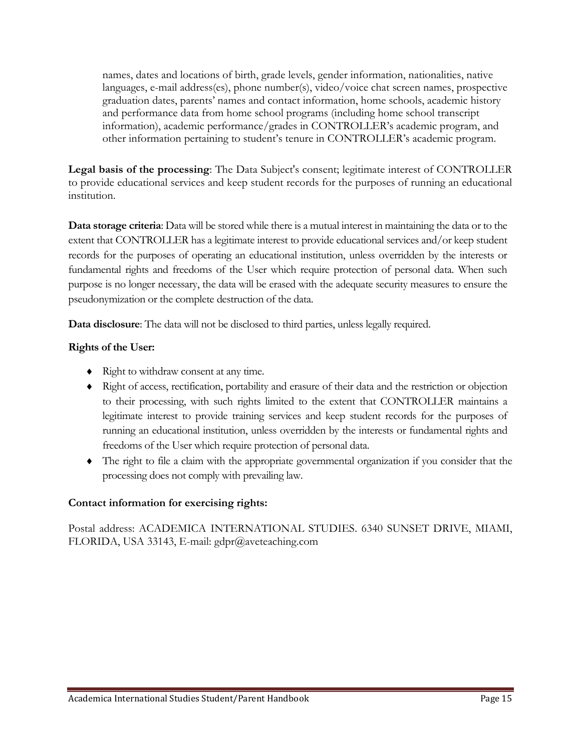names, dates and locations of birth, grade levels, gender information, nationalities, native languages, e-mail address(es), phone number(s), video/voice chat screen names, prospective graduation dates, parents' names and contact information, home schools, academic history and performance data from home school programs (including home school transcript information), academic performance/grades in CONTROLLER's academic program, and other information pertaining to student's tenure in CONTROLLER's academic program.

**Legal basis of the processing**: The Data Subject's consent; legitimate interest of CONTROLLER to provide educational services and keep student records for the purposes of running an educational institution.

**Data storage criteria**: Data will be stored while there is a mutual interest in maintaining the data or to the extent that CONTROLLER has a legitimate interest to provide educational services and/or keep student records for the purposes of operating an educational institution, unless overridden by the interests or fundamental rights and freedoms of the User which require protection of personal data. When such purpose is no longer necessary, the data will be erased with the adequate security measures to ensure the pseudonymization or the complete destruction of the data.

**Data disclosure**: The data will not be disclosed to third parties, unless legally required.

**Rights of the User:**

- Right to withdraw consent at any time.
- Right of access, rectification, portability and erasure of their data and the restriction or objection to their processing, with such rights limited to the extent that CONTROLLER maintains a legitimate interest to provide training services and keep student records for the purposes of running an educational institution, unless overridden by the interests or fundamental rights and freedoms of the User which require protection of personal data.
- The right to file a claim with the appropriate governmental organization if you consider that the processing does not comply with prevailing law.

**Contact information for exercising rights:**

Postal address: ACADEMICA INTERNATIONAL STUDIES. 6340 SUNSET DRIVE, MIAMI, FLORIDA, USA 33143, E-mail: gdpr@aveteaching.com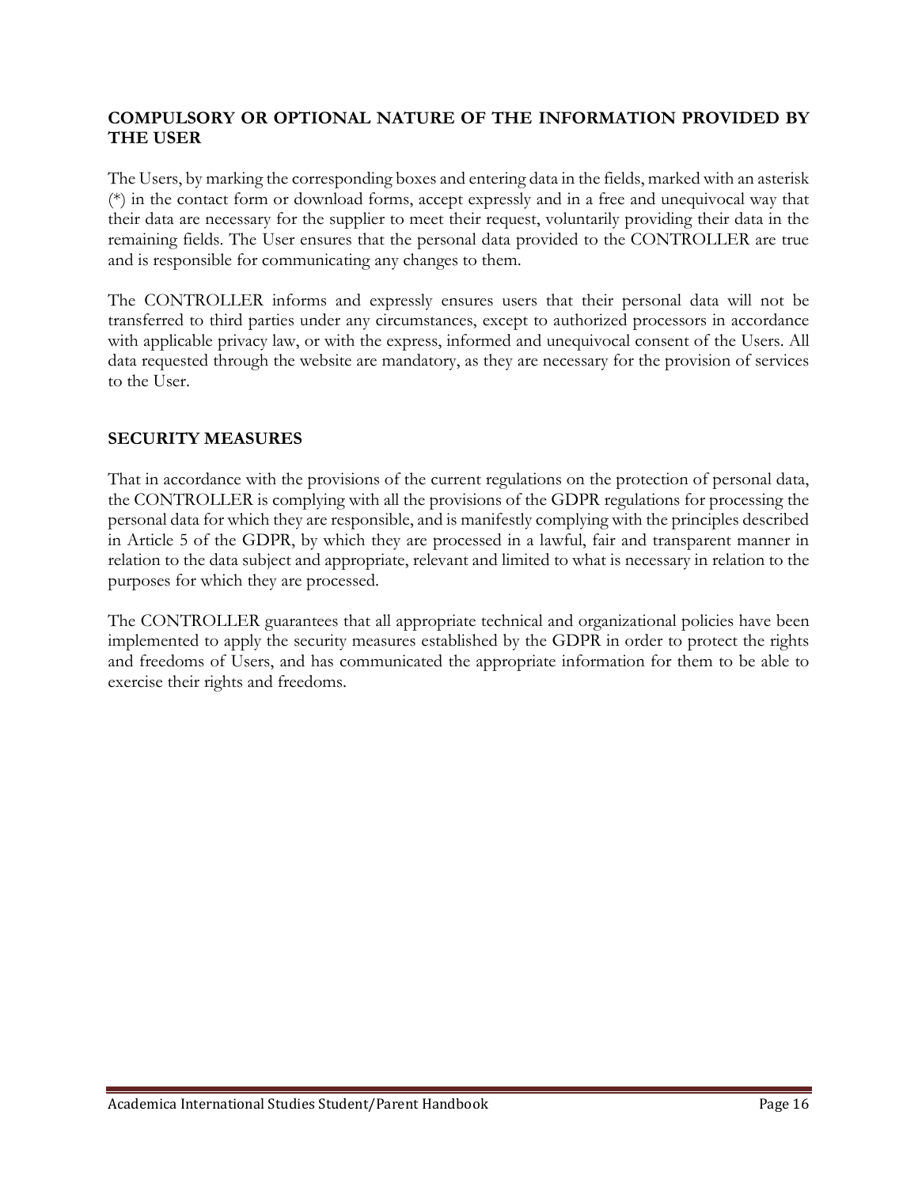## COMPULSORY OR OPTIONAL NATURE OF THE INFORMATION PROVIDED BY THE USER

The Users, by marking the corresponding boxes and entering data in the fields, marked with an asterisk (*) in the contact form or download forms, accept expressly and in a free and unequivocal way that their data are necessary for the supplier to meet their request, voluntarily providing their data in the remaining fields. The User ensures that the personal data provided to the CONTROLLER are true and is responsible for communicating any changes to them.

The CONTROLLER informs and expressly ensures users that their personal data will not be transferred to third parties under any circumstances, except to authorized processors in accordance with applicable privacy law, or with the express, informed and unequivocal consent of the Users. All data requested through the website are mandatory, as they are necessary for the provision of services to the User.

## SECURITY MEASURES

That in accordance with the provisions of the current regulations on the protection of personal data, the CONTROLLER is complying with all the provisions of the GDPR regulations for processing the personal data for which they are responsible, and is manifestly complying with the principles described in Article 5 of the GDPR, by which they are processed in a lawful, fair and transparent manner in relation to the data subject and appropriate, relevant and limited to what is necessary in relation to the purposes for which they are processed.

The CONTROLLER guarantees that all appropriate technical and organizational policies have been implemented to apply the security measures established by the GDPR in order to protect the rights and freedoms of Users, and has communicated the appropriate information for them to be able to exercise their rights and freedoms.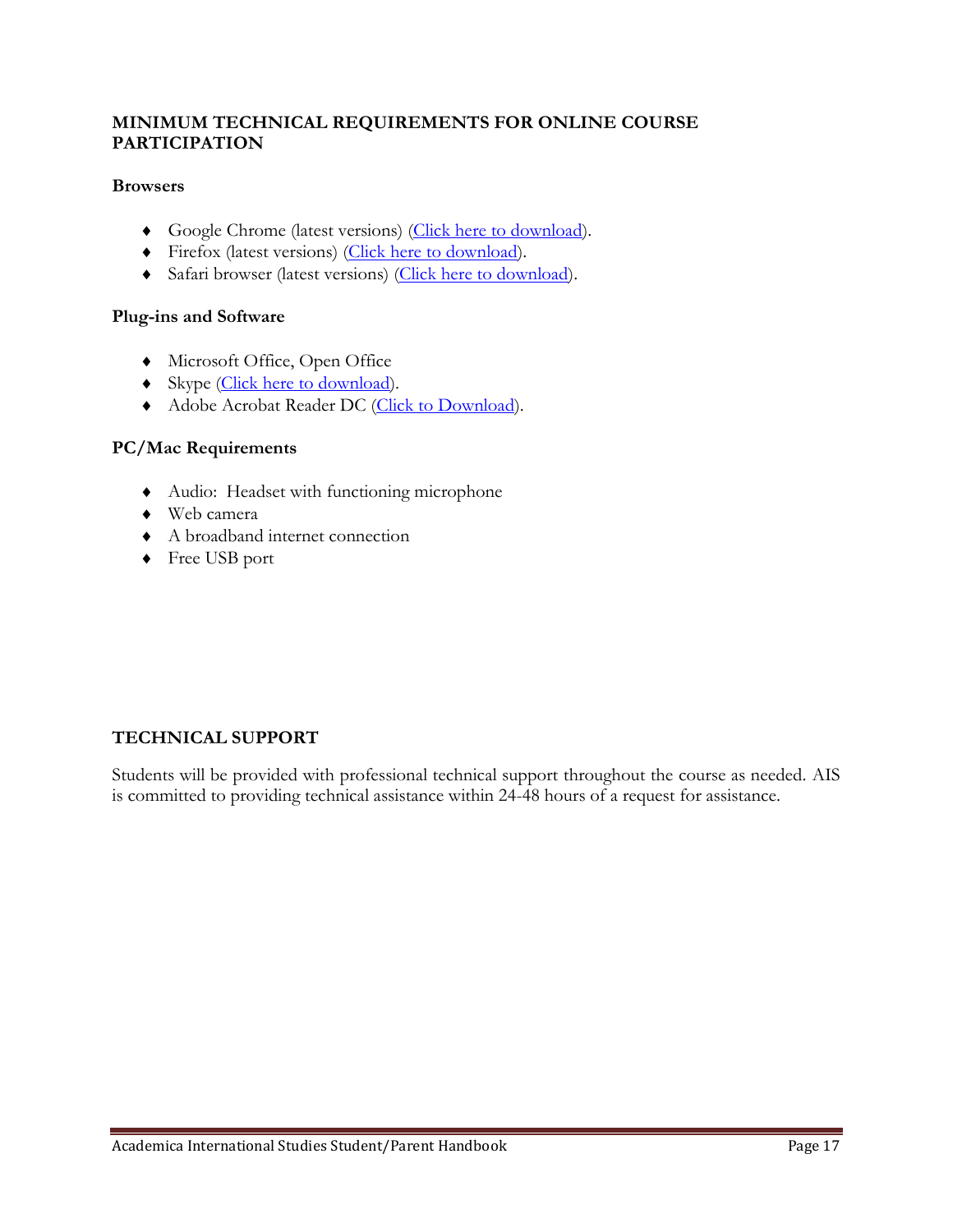## MINIMUM TECHNICAL REQUIREMENTS FOR ONLINE COURSE PARTICIPATION

### Browsers

- Google Chrome (latest versions) (Click here to download).
- Firefox (latest versions) (Click here to download).
- Safari browser (latest versions) (Click here to download).

### Plug-ins and Software

- Microsoft Office, Open Office
- Skype (Click here to download).
- Adobe Acrobat Reader DC (Click to Download).

### PC/Mac Requirements

- Audio: Headset with functioning microphone
- Web camera
- A broadband internet connection
- Free USB port

## TECHNICAL SUPPORT

Students will be provided with professional technical support throughout the course as needed. AIS is committed to providing technical assistance within 24-48 hours of a request for assistance.